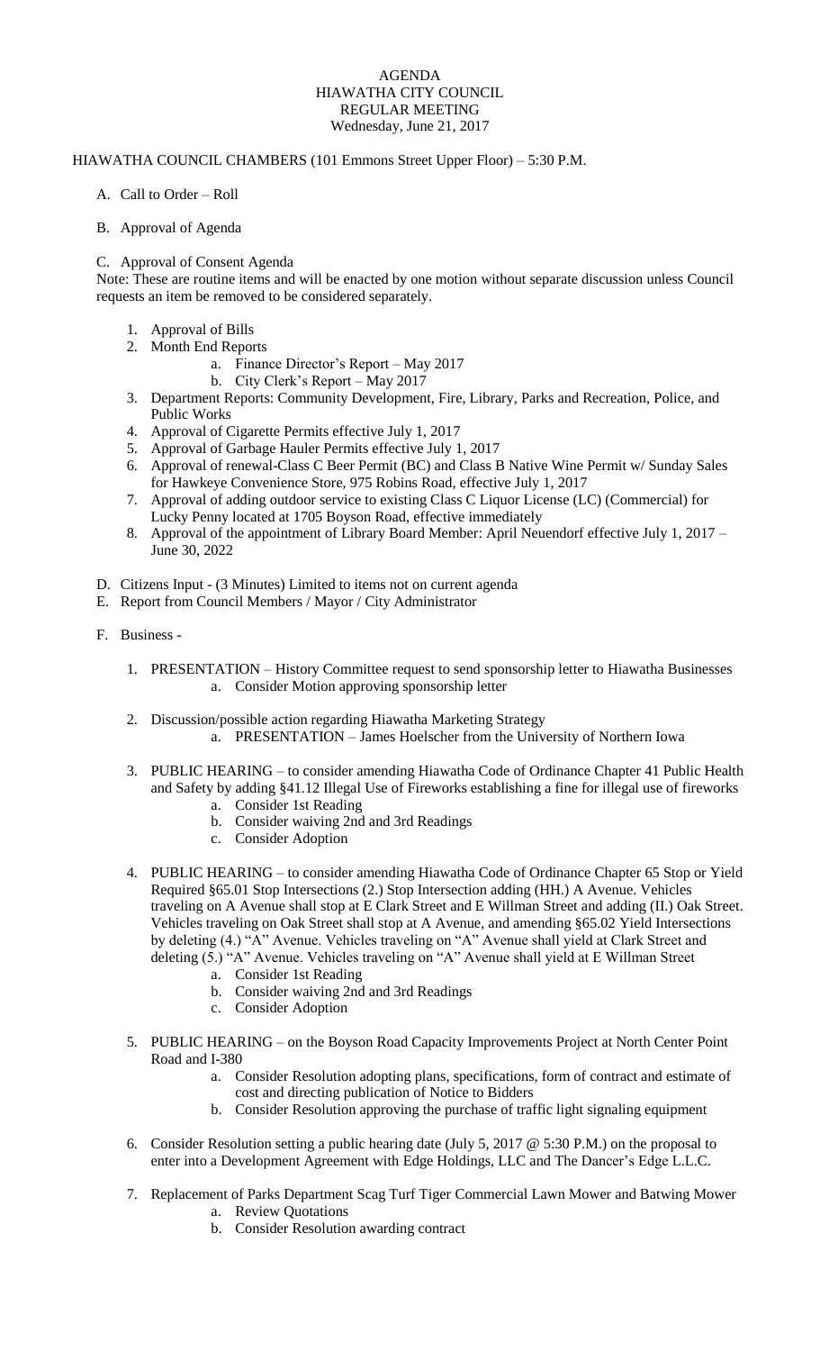# AGENDA
# HIAWATHA CITY COUNCIL
# REGULAR MEETING
Wednesday, June 21, 2017

HIAWATHA COUNCIL CHAMBERS (101 Emmons Street Upper Floor) – 5:30 P.M.

A. Call to Order – Roll

B. Approval of Agenda

C. Approval of Consent Agenda

Note: These are routine items and will be enacted by one motion without separate discussion unless Council requests an item be removed to be considered separately.

1. Approval of Bills
2. Month End Reports
   a. Finance Director's Report – May 2017
   b. City Clerk's Report – May 2017
3. Department Reports: Community Development, Fire, Library, Parks and Recreation, Police, and Public Works
4. Approval of Cigarette Permits effective July 1, 2017
5. Approval of Garbage Hauler Permits effective July 1, 2017
6. Approval of renewal-Class C Beer Permit (BC) and Class B Native Wine Permit w/ Sunday Sales for Hawkeye Convenience Store, 975 Robins Road, effective July 1, 2017
7. Approval of adding outdoor service to existing Class C Liquor License (LC) (Commercial) for Lucky Penny located at 1705 Boyson Road, effective immediately
8. Approval of the appointment of Library Board Member: April Neuendorf effective July 1, 2017 – June 30, 2022

D. Citizens Input - (3 Minutes) Limited to items not on current agenda

E. Report from Council Members / Mayor / City Administrator

F. Business -

1. PRESENTATION – History Committee request to send sponsorship letter to Hiawatha Businesses
   a. Consider Motion approving sponsorship letter

2. Discussion/possible action regarding Hiawatha Marketing Strategy
   a. PRESENTATION – James Hoelscher from the University of Northern Iowa

3. PUBLIC HEARING – to consider amending Hiawatha Code of Ordinance Chapter 41 Public Health and Safety by adding §41.12 Illegal Use of Fireworks establishing a fine for illegal use of fireworks
   a. Consider 1st Reading
   b. Consider waiving 2nd and 3rd Readings
   c. Consider Adoption

4. PUBLIC HEARING – to consider amending Hiawatha Code of Ordinance Chapter 65 Stop or Yield Required §65.01 Stop Intersections (2.) Stop Intersection adding (HH.) A Avenue. Vehicles traveling on A Avenue shall stop at E Clark Street and E Willman Street and adding (II.) Oak Street. Vehicles traveling on Oak Street shall stop at A Avenue, and amending §65.02 Yield Intersections by deleting (4.) "A" Avenue. Vehicles traveling on "A" Avenue shall yield at Clark Street and deleting (5.) "A" Avenue. Vehicles traveling on "A" Avenue shall yield at E Willman Street
   a. Consider 1st Reading
   b. Consider waiving 2nd and 3rd Readings
   c. Consider Adoption

5. PUBLIC HEARING – on the Boyson Road Capacity Improvements Project at North Center Point Road and I-380
   a. Consider Resolution adopting plans, specifications, form of contract and estimate of cost and directing publication of Notice to Bidders
   b. Consider Resolution approving the purchase of traffic light signaling equipment

6. Consider Resolution setting a public hearing date (July 5, 2017 @ 5:30 P.M.) on the proposal to enter into a Development Agreement with Edge Holdings, LLC and The Dancer's Edge L.L.C.

7. Replacement of Parks Department Scag Turf Tiger Commercial Lawn Mower and Batwing Mower
   a. Review Quotations
   b. Consider Resolution awarding contract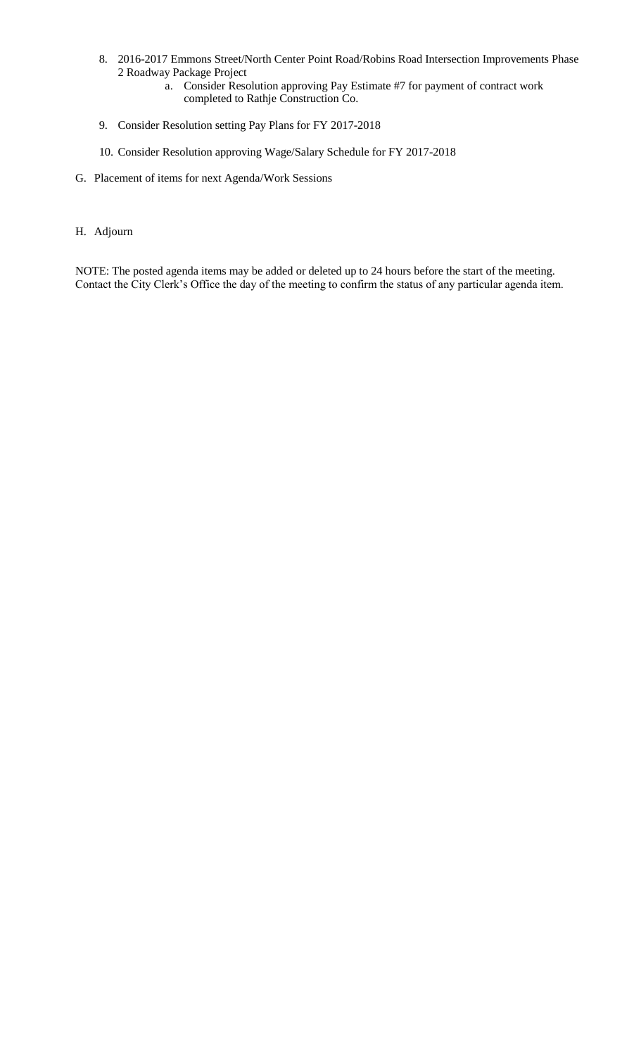8. 2016-2017 Emmons Street/North Center Point Road/Robins Road Intersection Improvements Phase 2 Roadway Package Project
    a. Consider Resolution approving Pay Estimate #7 for payment of contract work completed to Rathje Construction Co.

9. Consider Resolution setting Pay Plans for FY 2017-2018

10. Consider Resolution approving Wage/Salary Schedule for FY 2017-2018

G. Placement of items for next Agenda/Work Sessions

H. Adjourn

NOTE: The posted agenda items may be added or deleted up to 24 hours before the start of the meeting. Contact the City Clerk's Office the day of the meeting to confirm the status of any particular agenda item.